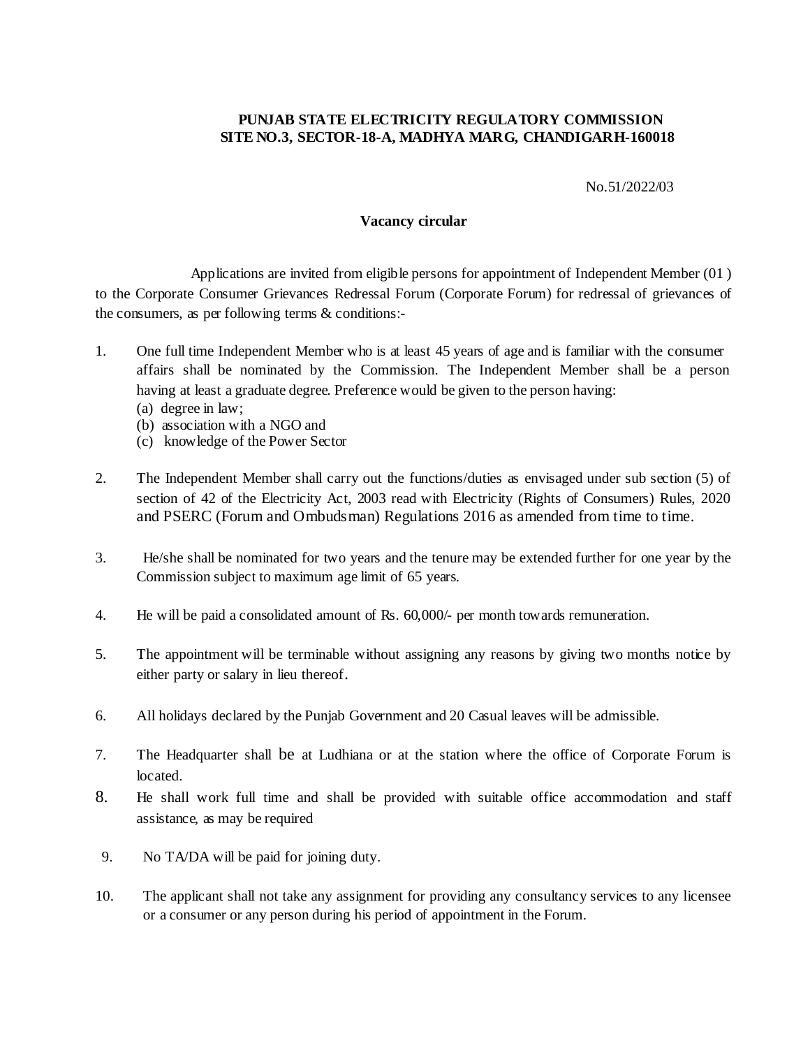**PUNJAB STATE ELECTRICITY REGULATORY COMMISSION**
**SITE NO.3, SECTOR-18-A, MADHYA MARG, CHANDIGARH-160018**

No.51/2022/03

**Vacancy circular**

Applications are invited from eligible persons for appointment of Independent Member (01 ) to the Corporate Consumer Grievances Redressal Forum (Corporate Forum) for redressal of grievances of the consumers, as per following terms & conditions:-

1. One full time Independent Member who is at least 45 years of age and is familiar with the consumer affairs shall be nominated by the Commission. The Independent Member shall be a person having at least a graduate degree. Preference would be given to the person having:
   (a) degree in law;
   (b) association with a NGO and
   (c) knowledge of the Power Sector

2. The Independent Member shall carry out the functions/duties as envisaged under sub section (5) of section of 42 of the Electricity Act, 2003 read with Electricity (Rights of Consumers) Rules, 2020 and PSERC (Forum and Ombudsman) Regulations 2016 as amended from time to time.

3. He/she shall be nominated for two years and the tenure may be extended further for one year by the Commission subject to maximum age limit of 65 years.

4. He will be paid a consolidated amount of Rs. 60,000/- per month towards remuneration.

5. The appointment will be terminable without assigning any reasons by giving two months notice by either party or salary in lieu thereof.

6. All holidays declared by the Punjab Government and 20 Casual leaves will be admissible.

7. The Headquarter shall be at Ludhiana or at the station where the office of Corporate Forum is located.

8. He shall work full time and shall be provided with suitable office accommodation and staff assistance, as may be required

9. No TA/DA will be paid for joining duty.

10. The applicant shall not take any assignment for providing any consultancy services to any licensee or a consumer or any person during his period of appointment in the Forum.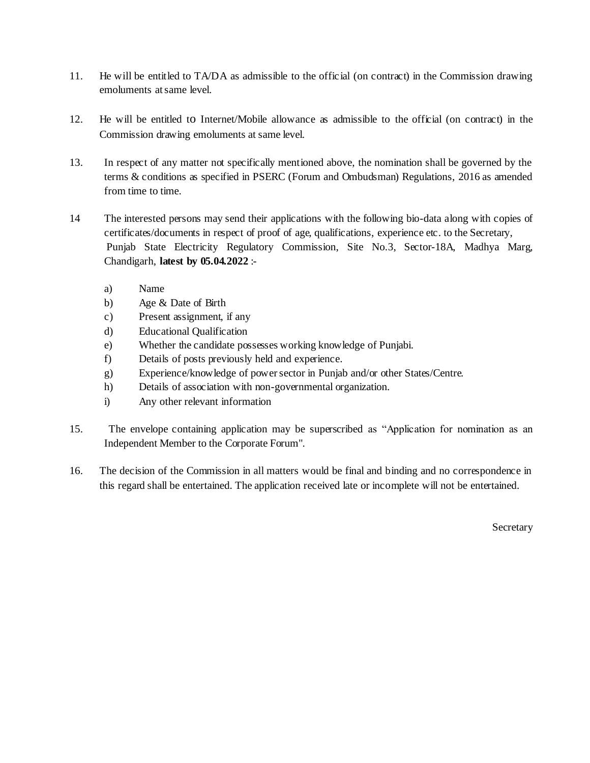11. He will be entitled to TA/DA as admissible to the official (on contract) in the Commission drawing emoluments at same level.

12. He will be entitled to Internet/Mobile allowance as admissible to the official (on contract) in the Commission drawing emoluments at same level.

13. In respect of any matter not specifically mentioned above, the nomination shall be governed by the terms & conditions as specified in PSERC (Forum and Ombudsman) Regulations, 2016 as amended from time to time.

14 The interested persons may send their applications with the following bio-data along with copies of certificates/documents in respect of proof of age, qualifications, experience etc. to the Secretary, Punjab State Electricity Regulatory Commission, Site No.3, Sector-18A, Madhya Marg, Chandigarh, **latest by 05.04.2022** :-

   a) Name
   b) Age & Date of Birth
   c) Present assignment, if any
   d) Educational Qualification
   e) Whether the candidate possesses working knowledge of Punjabi.
   f) Details of posts previously held and experience.
   g) Experience/knowledge of power sector in Punjab and/or other States/Centre.
   h) Details of association with non-governmental organization.
   i) Any other relevant information

15. The envelope containing application may be superscribed as "Application for nomination as an Independent Member to the Corporate Forum".

16. The decision of the Commission in all matters would be final and binding and no correspondence in this regard shall be entertained. The application received late or incomplete will not be entertained.

Secretary